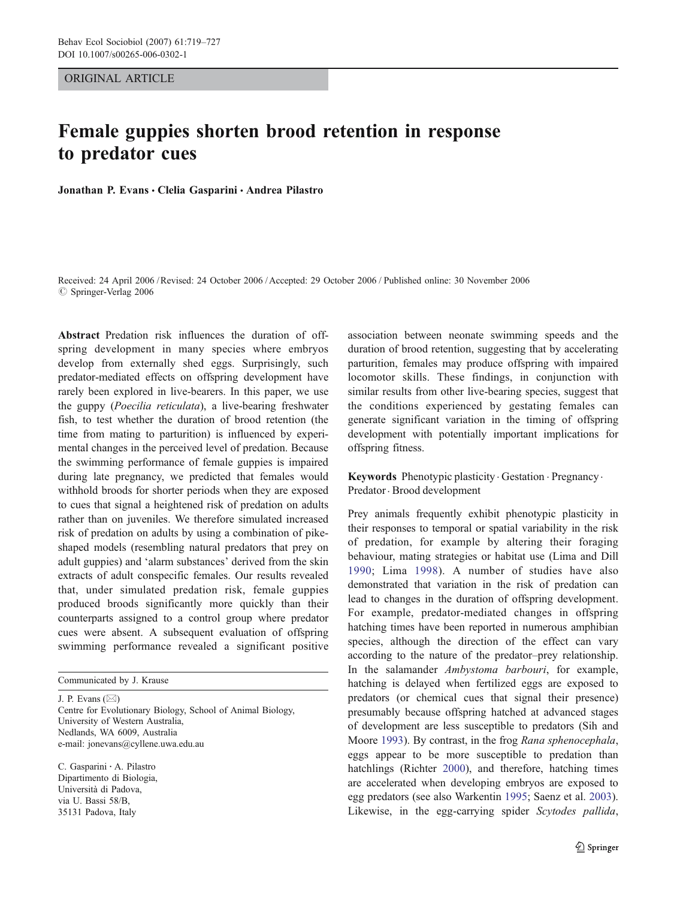ORIGINAL ARTICLE

# Female guppies shorten brood retention in response to predator cues

**Jonathan P. Evans · Clelia Gasparini · Andrea Pilastro**

Received: 24 April 2006 / Revised: 24 October 2006 / Accepted: 29 October 2006 / Published online: 30 November 2006
© Springer-Verlag 2006

**Abstract** Predation risk influences the duration of offspring development in many species where embryos develop from externally shed eggs. Surprisingly, such predator-mediated effects on offspring development have rarely been explored in live-bearers. In this paper, we use the guppy (*Poecilia reticulata*), a live-bearing freshwater fish, to test whether the duration of brood retention (the time from mating to parturition) is influenced by experimental changes in the perceived level of predation. Because the swimming performance of female guppies is impaired during late pregnancy, we predicted that females would withhold broods for shorter periods when they are exposed to cues that signal a heightened risk of predation on adults rather than on juveniles. We therefore simulated increased risk of predation on adults by using a combination of pike-shaped models (resembling natural predators that prey on adult guppies) and 'alarm substances' derived from the skin extracts of adult conspecific females. Our results revealed that, under simulated predation risk, female guppies produced broods significantly more quickly than their counterparts assigned to a control group where predator cues were absent. A subsequent evaluation of offspring swimming performance revealed a significant positive association between neonate swimming speeds and the duration of brood retention, suggesting that by accelerating parturition, females may produce offspring with impaired locomotor skills. These findings, in conjunction with similar results from other live-bearing species, suggest that the conditions experienced by gestating females can generate significant variation in the timing of offspring development with potentially important implications for offspring fitness.

**Keywords** Phenotypic plasticity · Gestation · Pregnancy · Predator · Brood development

Communicated by J. Krause

J. P. Evans (✉)
Centre for Evolutionary Biology, School of Animal Biology, University of Western Australia,
Nedlands, WA 6009, Australia
e-mail: jonevans@cyllene.uwa.edu.au

C. Gasparini · A. Pilastro
Dipartimento di Biologia,
Università di Padova,
via U. Bassi 58/B,
35131 Padova, Italy

Prey animals frequently exhibit phenotypic plasticity in their responses to temporal or spatial variability in the risk of predation, for example by altering their foraging behaviour, mating strategies or habitat use (Lima and Dill 1990; Lima 1998). A number of studies have also demonstrated that variation in the risk of predation can lead to changes in the duration of offspring development. For example, predator-mediated changes in offspring hatching times have been reported in numerous amphibian species, although the direction of the effect can vary according to the nature of the predator–prey relationship. In the salamander *Ambystoma barbouri*, for example, hatching is delayed when fertilized eggs are exposed to predators (or chemical cues that signal their presence) presumably because offspring hatched at advanced stages of development are less susceptible to predators (Sih and Moore 1993). By contrast, in the frog *Rana sphenocephala*, eggs appear to be more susceptible to predation than hatchlings (Richter 2000), and therefore, hatching times are accelerated when developing embryos are exposed to egg predators (see also Warkentin 1995; Saenz et al. 2003). Likewise, in the egg-carrying spider *Scytodes pallida*,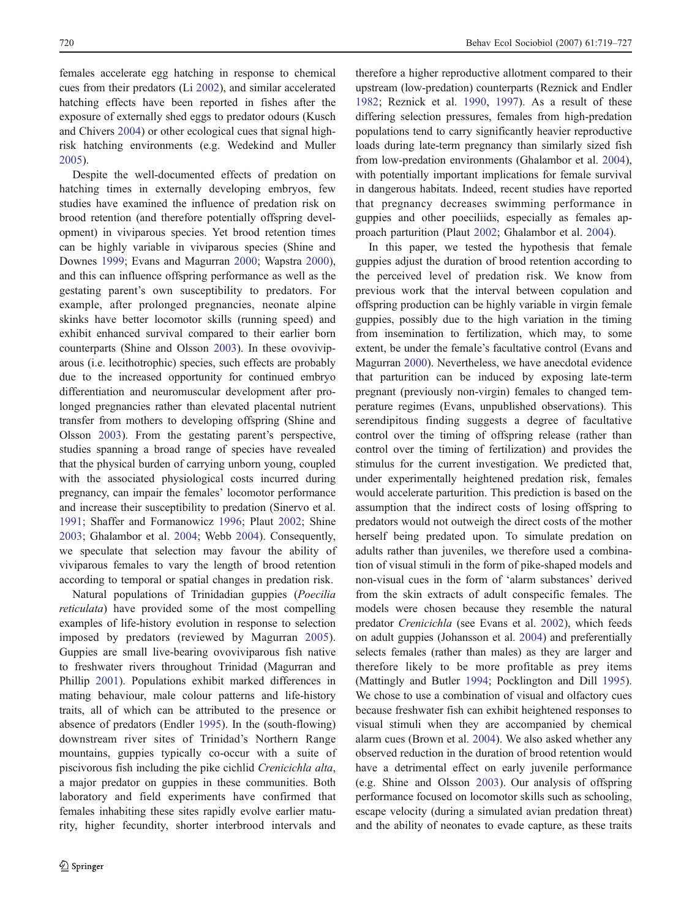females accelerate egg hatching in response to chemical cues from their predators (Li 2002), and similar accelerated hatching effects have been reported in fishes after the exposure of externally shed eggs to predator odours (Kusch and Chivers 2004) or other ecological cues that signal high-risk hatching environments (e.g. Wedekind and Muller 2005).

Despite the well-documented effects of predation on hatching times in externally developing embryos, few studies have examined the influence of predation risk on brood retention (and therefore potentially offspring development) in viviparous species. Yet brood retention times can be highly variable in viviparous species (Shine and Downes 1999; Evans and Magurran 2000; Wapstra 2000), and this can influence offspring performance as well as the gestating parent's own susceptibility to predators. For example, after prolonged pregnancies, neonate alpine skinks have better locomotor skills (running speed) and exhibit enhanced survival compared to their earlier born counterparts (Shine and Olsson 2003). In these ovoviviparous (i.e. lecithotrophic) species, such effects are probably due to the increased opportunity for continued embryo differentiation and neuromuscular development after prolonged pregnancies rather than elevated placental nutrient transfer from mothers to developing offspring (Shine and Olsson 2003). From the gestating parent's perspective, studies spanning a broad range of species have revealed that the physical burden of carrying unborn young, coupled with the associated physiological costs incurred during pregnancy, can impair the females' locomotor performance and increase their susceptibility to predation (Sinervo et al. 1991; Shaffer and Formanowicz 1996; Plaut 2002; Shine 2003; Ghalambor et al. 2004; Webb 2004). Consequently, we speculate that selection may favour the ability of viviparous females to vary the length of brood retention according to temporal or spatial changes in predation risk.

Natural populations of Trinidadian guppies (*Poecilia reticulata*) have provided some of the most compelling examples of life-history evolution in response to selection imposed by predators (reviewed by Magurran 2005). Guppies are small live-bearing ovoviviparous fish native to freshwater rivers throughout Trinidad (Magurran and Phillip 2001). Populations exhibit marked differences in mating behaviour, male colour patterns and life-history traits, all of which can be attributed to the presence or absence of predators (Endler 1995). In the (south-flowing) downstream river sites of Trinidad's Northern Range mountains, guppies typically co-occur with a suite of piscivorous fish including the pike cichlid *Crenicichla alta*, a major predator on guppies in these communities. Both laboratory and field experiments have confirmed that females inhabiting these sites rapidly evolve earlier maturity, higher fecundity, shorter interbrood intervals and therefore a higher reproductive allotment compared to their upstream (low-predation) counterparts (Reznick and Endler 1982; Reznick et al. 1990, 1997). As a result of these differing selection pressures, females from high-predation populations tend to carry significantly heavier reproductive loads during late-term pregnancy than similarly sized fish from low-predation environments (Ghalambor et al. 2004), with potentially important implications for female survival in dangerous habitats. Indeed, recent studies have reported that pregnancy decreases swimming performance in guppies and other poeciliids, especially as females approach parturition (Plaut 2002; Ghalambor et al. 2004).

In this paper, we tested the hypothesis that female guppies adjust the duration of brood retention according to the perceived level of predation risk. We know from previous work that the interval between copulation and offspring production can be highly variable in virgin female guppies, possibly due to the high variation in the timing from insemination to fertilization, which may, to some extent, be under the female's facultative control (Evans and Magurran 2000). Nevertheless, we have anecdotal evidence that parturition can be induced by exposing late-term pregnant (previously non-virgin) females to changed temperature regimes (Evans, unpublished observations). This serendipitous finding suggests a degree of facultative control over the timing of offspring release (rather than control over the timing of fertilization) and provides the stimulus for the current investigation. We predicted that, under experimentally heightened predation risk, females would accelerate parturition. This prediction is based on the assumption that the indirect costs of losing offspring to predators would not outweigh the direct costs of the mother herself being predated upon. To simulate predation on adults rather than juveniles, we therefore used a combination of visual stimuli in the form of pike-shaped models and non-visual cues in the form of 'alarm substances' derived from the skin extracts of adult conspecific females. The models were chosen because they resemble the natural predator *Crenicichla* (see Evans et al. 2002), which feeds on adult guppies (Johansson et al. 2004) and preferentially selects females (rather than males) as they are larger and therefore likely to be more profitable as prey items (Mattingly and Butler 1994; Pocklington and Dill 1995). We chose to use a combination of visual and olfactory cues because freshwater fish can exhibit heightened responses to visual stimuli when they are accompanied by chemical alarm cues (Brown et al. 2004). We also asked whether any observed reduction in the duration of brood retention would have a detrimental effect on early juvenile performance (e.g. Shine and Olsson 2003). Our analysis of offspring performance focused on locomotor skills such as schooling, escape velocity (during a simulated avian predation threat) and the ability of neonates to evade capture, as these traits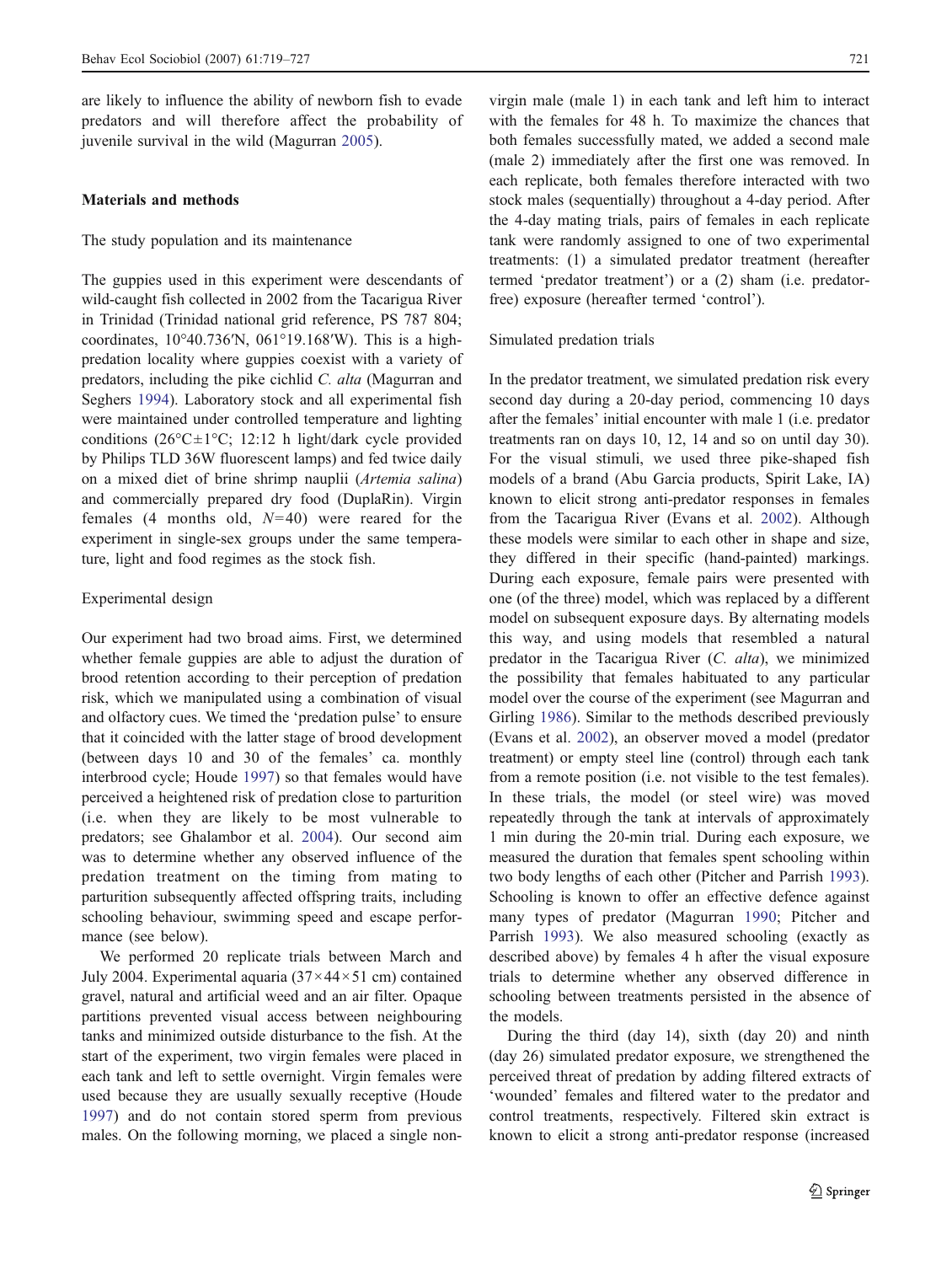are likely to influence the ability of newborn fish to evade predators and will therefore affect the probability of juvenile survival in the wild (Magurran 2005).

## Materials and methods

### The study population and its maintenance

The guppies used in this experiment were descendants of wild-caught fish collected in 2002 from the Tacarigua River in Trinidad (Trinidad national grid reference, PS 787 804; coordinates, 10°40.736′N, 061°19.168′W). This is a high-predation locality where guppies coexist with a variety of predators, including the pike cichlid *C. alta* (Magurran and Seghers 1994). Laboratory stock and all experimental fish were maintained under controlled temperature and lighting conditions (26°C±1°C; 12:12 h light/dark cycle provided by Philips TLD 36W fluorescent lamps) and fed twice daily on a mixed diet of brine shrimp nauplii (*Artemia salina*) and commercially prepared dry food (DuplaRin). Virgin females (4 months old, $N=40$) were reared for the experiment in single-sex groups under the same temperature, light and food regimes as the stock fish.

### Experimental design

Our experiment had two broad aims. First, we determined whether female guppies are able to adjust the duration of brood retention according to their perception of predation risk, which we manipulated using a combination of visual and olfactory cues. We timed the 'predation pulse' to ensure that it coincided with the latter stage of brood development (between days 10 and 30 of the females' ca. monthly interbrood cycle; Houde 1997) so that females would have perceived a heightened risk of predation close to parturition (i.e. when they are likely to be most vulnerable to predators; see Ghalambor et al. 2004). Our second aim was to determine whether any observed influence of the predation treatment on the timing from mating to parturition subsequently affected offspring traits, including schooling behaviour, swimming speed and escape performance (see below).

We performed 20 replicate trials between March and July 2004. Experimental aquaria (37×44×51 cm) contained gravel, natural and artificial weed and an air filter. Opaque partitions prevented visual access between neighbouring tanks and minimized outside disturbance to the fish. At the start of the experiment, two virgin females were placed in each tank and left to settle overnight. Virgin females were used because they are usually sexually receptive (Houde 1997) and do not contain stored sperm from previous males. On the following morning, we placed a single non-virgin male (male 1) in each tank and left him to interact with the females for 48 h. To maximize the chances that both females successfully mated, we added a second male (male 2) immediately after the first one was removed. In each replicate, both females therefore interacted with two stock males (sequentially) throughout a 4-day period. After the 4-day mating trials, pairs of females in each replicate tank were randomly assigned to one of two experimental treatments: (1) a simulated predator treatment (hereafter termed 'predator treatment') or a (2) sham (i.e. predator-free) exposure (hereafter termed 'control').

### Simulated predation trials

In the predator treatment, we simulated predation risk every second day during a 20-day period, commencing 10 days after the females' initial encounter with male 1 (i.e. predator treatments ran on days 10, 12, 14 and so on until day 30). For the visual stimuli, we used three pike-shaped fish models of a brand (Abu Garcia products, Spirit Lake, IA) known to elicit strong anti-predator responses in females from the Tacarigua River (Evans et al. 2002). Although these models were similar to each other in shape and size, they differed in their specific (hand-painted) markings. During each exposure, female pairs were presented with one (of the three) model, which was replaced by a different model on subsequent exposure days. By alternating models this way, and using models that resembled a natural predator in the Tacarigua River (*C. alta*), we minimized the possibility that females habituated to any particular model over the course of the experiment (see Magurran and Girling 1986). Similar to the methods described previously (Evans et al. 2002), an observer moved a model (predator treatment) or empty steel line (control) through each tank from a remote position (i.e. not visible to the test females). In these trials, the model (or steel wire) was moved repeatedly through the tank at intervals of approximately 1 min during the 20-min trial. During each exposure, we measured the duration that females spent schooling within two body lengths of each other (Pitcher and Parrish 1993). Schooling is known to offer an effective defence against many types of predator (Magurran 1990; Pitcher and Parrish 1993). We also measured schooling (exactly as described above) by females 4 h after the visual exposure trials to determine whether any observed difference in schooling between treatments persisted in the absence of the models.

During the third (day 14), sixth (day 20) and ninth (day 26) simulated predator exposure, we strengthened the perceived threat of predation by adding filtered extracts of 'wounded' females and filtered water to the predator and control treatments, respectively. Filtered skin extract is known to elicit a strong anti-predator response (increased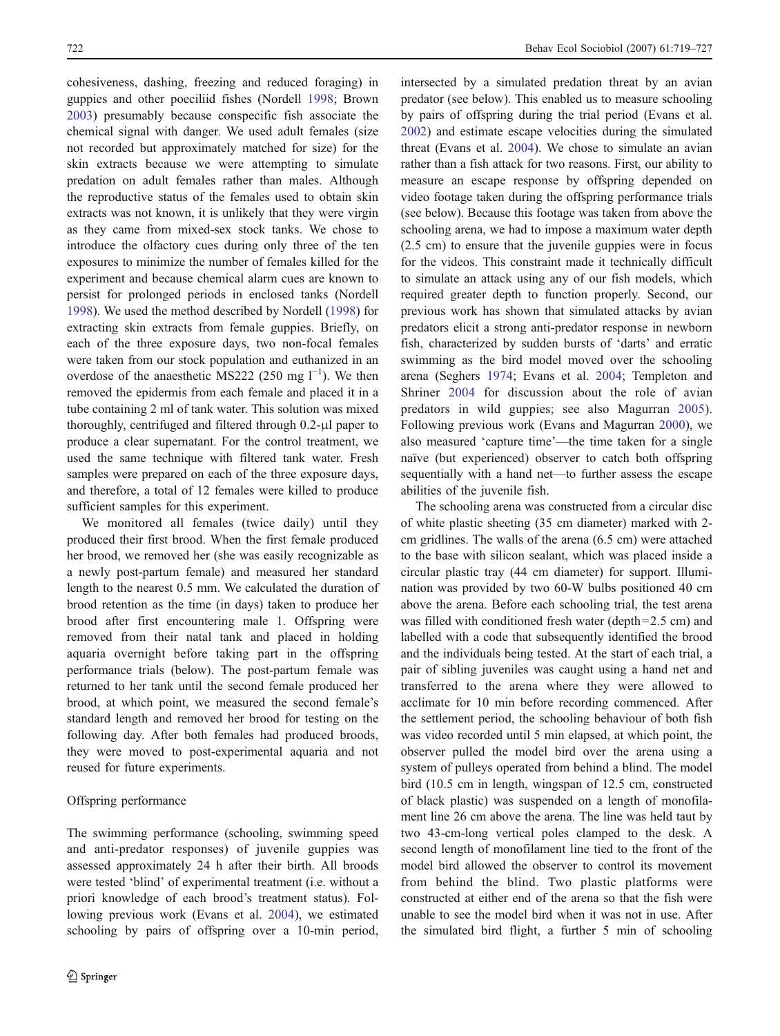cohesiveness, dashing, freezing and reduced foraging) in guppies and other poeciliid fishes (Nordell 1998; Brown 2003) presumably because conspecific fish associate the chemical signal with danger. We used adult females (size not recorded but approximately matched for size) for the skin extracts because we were attempting to simulate predation on adult females rather than males. Although the reproductive status of the females used to obtain skin extracts was not known, it is unlikely that they were virgin as they came from mixed-sex stock tanks. We chose to introduce the olfactory cues during only three of the ten exposures to minimize the number of females killed for the experiment and because chemical alarm cues are known to persist for prolonged periods in enclosed tanks (Nordell 1998). We used the method described by Nordell (1998) for extracting skin extracts from female guppies. Briefly, on each of the three exposure days, two non-focal females were taken from our stock population and euthanized in an overdose of the anaesthetic MS222 (250 mg $l^{-1}$). We then removed the epidermis from each female and placed it in a tube containing 2 ml of tank water. This solution was mixed thoroughly, centrifuged and filtered through 0.2-μl paper to produce a clear supernatant. For the control treatment, we used the same technique with filtered tank water. Fresh samples were prepared on each of the three exposure days, and therefore, a total of 12 females were killed to produce sufficient samples for this experiment.

We monitored all females (twice daily) until they produced their first brood. When the first female produced her brood, we removed her (she was easily recognizable as a newly post-partum female) and measured her standard length to the nearest 0.5 mm. We calculated the duration of brood retention as the time (in days) taken to produce her brood after first encountering male 1. Offspring were removed from their natal tank and placed in holding aquaria overnight before taking part in the offspring performance trials (below). The post-partum female was returned to her tank until the second female produced her brood, at which point, we measured the second female's standard length and removed her brood for testing on the following day. After both females had produced broods, they were moved to post-experimental aquaria and not reused for future experiments.

### Offspring performance

The swimming performance (schooling, swimming speed and anti-predator responses) of juvenile guppies was assessed approximately 24 h after their birth. All broods were tested 'blind' of experimental treatment (i.e. without a priori knowledge of each brood's treatment status). Following previous work (Evans et al. 2004), we estimated schooling by pairs of offspring over a 10-min period, intersected by a simulated predation threat by an avian predator (see below). This enabled us to measure schooling by pairs of offspring during the trial period (Evans et al. 2002) and estimate escape velocities during the simulated threat (Evans et al. 2004). We chose to simulate an avian rather than a fish attack for two reasons. First, our ability to measure an escape response by offspring depended on video footage taken during the offspring performance trials (see below). Because this footage was taken from above the schooling arena, we had to impose a maximum water depth (2.5 cm) to ensure that the juvenile guppies were in focus for the videos. This constraint made it technically difficult to simulate an attack using any of our fish models, which required greater depth to function properly. Second, our previous work has shown that simulated attacks by avian predators elicit a strong anti-predator response in newborn fish, characterized by sudden bursts of 'darts' and erratic swimming as the bird model moved over the schooling arena (Seghers 1974; Evans et al. 2004; Templeton and Shriner 2004 for discussion about the role of avian predators in wild guppies; see also Magurran 2005). Following previous work (Evans and Magurran 2000), we also measured 'capture time'—the time taken for a single naïve (but experienced) observer to catch both offspring sequentially with a hand net—to further assess the escape abilities of the juvenile fish.

The schooling arena was constructed from a circular disc of white plastic sheeting (35 cm diameter) marked with 2-cm gridlines. The walls of the arena (6.5 cm) were attached to the base with silicon sealant, which was placed inside a circular plastic tray (44 cm diameter) for support. Illumination was provided by two 60-W bulbs positioned 40 cm above the arena. Before each schooling trial, the test arena was filled with conditioned fresh water (depth=2.5 cm) and labelled with a code that subsequently identified the brood and the individuals being tested. At the start of each trial, a pair of sibling juveniles was caught using a hand net and transferred to the arena where they were allowed to acclimate for 10 min before recording commenced. After the settlement period, the schooling behaviour of both fish was video recorded until 5 min elapsed, at which point, the observer pulled the model bird over the arena using a system of pulleys operated from behind a blind. The model bird (10.5 cm in length, wingspan of 12.5 cm, constructed of black plastic) was suspended on a length of monofilament line 26 cm above the arena. The line was held taut by two 43-cm-long vertical poles clamped to the desk. A second length of monofilament line tied to the front of the model bird allowed the observer to control its movement from behind the blind. Two plastic platforms were constructed at either end of the arena so that the fish were unable to see the model bird when it was not in use. After the simulated bird flight, a further 5 min of schooling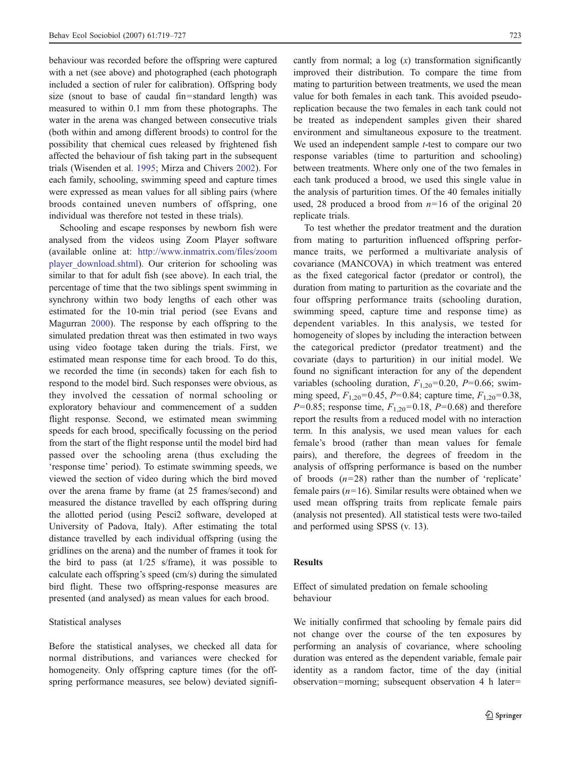behaviour was recorded before the offspring were captured with a net (see above) and photographed (each photograph included a section of ruler for calibration). Offspring body size (snout to base of caudal fin=standard length) was measured to within 0.1 mm from these photographs. The water in the arena was changed between consecutive trials (both within and among different broods) to control for the possibility that chemical cues released by frightened fish affected the behaviour of fish taking part in the subsequent trials (Wisenden et al. 1995; Mirza and Chivers 2002). For each family, schooling, swimming speed and capture times were expressed as mean values for all sibling pairs (where broods contained uneven numbers of offspring, one individual was therefore not tested in these trials).

Schooling and escape responses by newborn fish were analysed from the videos using Zoom Player software (available online at: http://www.inmatrix.com/files/zoom player_download.shtml). Our criterion for schooling was similar to that for adult fish (see above). In each trial, the percentage of time that the two siblings spent swimming in synchrony within two body lengths of each other was estimated for the 10-min trial period (see Evans and Magurran 2000). The response by each offspring to the simulated predation threat was then estimated in two ways using video footage taken during the trials. First, we estimated mean response time for each brood. To do this, we recorded the time (in seconds) taken for each fish to respond to the model bird. Such responses were obvious, as they involved the cessation of normal schooling or exploratory behaviour and commencement of a sudden flight response. Second, we estimated mean swimming speeds for each brood, specifically focussing on the period from the start of the flight response until the model bird had passed over the schooling arena (thus excluding the 'response time' period). To estimate swimming speeds, we viewed the section of video during which the bird moved over the arena frame by frame (at 25 frames/second) and measured the distance travelled by each offspring during the allotted period (using Pesci2 software, developed at University of Padova, Italy). After estimating the total distance travelled by each individual offspring (using the gridlines on the arena) and the number of frames it took for the bird to pass (at 1/25 s/frame), it was possible to calculate each offspring's speed (cm/s) during the simulated bird flight. These two offspring-response measures are presented (and analysed) as mean values for each brood.

### Statistical analyses

Before the statistical analyses, we checked all data for normal distributions, and variances were checked for homogeneity. Only offspring capture times (for the offspring performance measures, see below) deviated significantly from normal; a log ($x$) transformation significantly improved their distribution. To compare the time from mating to parturition between treatments, we used the mean value for both females in each tank. This avoided pseudoreplication because the two females in each tank could not be treated as independent samples given their shared environment and simultaneous exposure to the treatment. We used an independent sample $t$-test to compare our two response variables (time to parturition and schooling) between treatments. Where only one of the two females in each tank produced a brood, we used this single value in the analysis of parturition times. Of the 40 females initially used, 28 produced a brood from $n$=16 of the original 20 replicate trials.

To test whether the predator treatment and the duration from mating to parturition influenced offspring performance traits, we performed a multivariate analysis of covariance (MANCOVA) in which treatment was entered as the fixed categorical factor (predator or control), the duration from mating to parturition as the covariate and the four offspring performance traits (schooling duration, swimming speed, capture time and response time) as dependent variables. In this analysis, we tested for homogeneity of slopes by including the interaction between the categorical predictor (predator treatment) and the covariate (days to parturition) in our initial model. We found no significant interaction for any of the dependent variables (schooling duration, $F_{1,20}$=0.20, $P$=0.66; swimming speed, $F_{1,20}$=0.45, $P$=0.84; capture time, $F_{1,20}$=0.38, $P$=0.85; response time, $F_{1,20}$=0.18, $P$=0.68) and therefore report the results from a reduced model with no interaction term. In this analysis, we used mean values for each female's brood (rather than mean values for female pairs), and therefore, the degrees of freedom in the analysis of offspring performance is based on the number of broods ($n$=28) rather than the number of 'replicate' female pairs ($n$=16). Similar results were obtained when we used mean offspring traits from replicate female pairs (analysis not presented). All statistical tests were two-tailed and performed using SPSS (v. 13).

## Results

### Effect of simulated predation on female schooling behaviour

We initially confirmed that schooling by female pairs did not change over the course of the ten exposures by performing an analysis of covariance, where schooling duration was entered as the dependent variable, female pair identity as a random factor, time of the day (initial observation=morning; subsequent observation 4 h later=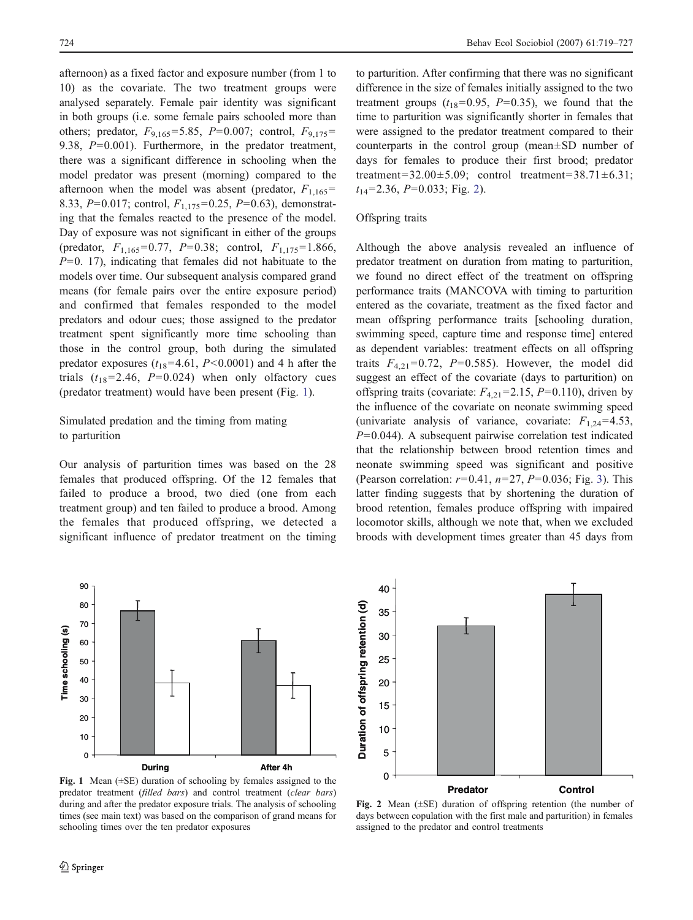afternoon) as a fixed factor and exposure number (from 1 to 10) as the covariate. The two treatment groups were analysed separately. Female pair identity was significant in both groups (i.e. some female pairs schooled more than others; predator, $F_{9,165}$=5.85, $P$=0.007; control, $F_{9,175}$=9.38, $P$=0.001). Furthermore, in the predator treatment, there was a significant difference in schooling when the model predator was present (morning) compared to the afternoon when the model was absent (predator, $F_{1,165}$=8.33, $P$=0.017; control, $F_{1,175}$=0.25, $P$=0.63), demonstrating that the females reacted to the presence of the model. Day of exposure was not significant in either of the groups (predator, $F_{1,165}$=0.77, $P$=0.38; control, $F_{1,175}$=1.866, $P$=0. 17), indicating that females did not habituate to the models over time. Our subsequent analysis compared grand means (for female pairs over the entire exposure period) and confirmed that females responded to the model predators and odour cues; those assigned to the predator treatment spent significantly more time schooling than those in the control group, both during the simulated predator exposures ($t_{18}$=4.61, $P$<0.0001) and 4 h after the trials ($t_{18}$=2.46, $P$=0.024) when only olfactory cues (predator treatment) would have been present (Fig. 1).

### Simulated predation and the timing from mating to parturition

Our analysis of parturition times was based on the 28 females that produced offspring. Of the 12 females that failed to produce a brood, two died (one from each treatment group) and ten failed to produce a brood. Among the females that produced offspring, we detected a significant influence of predator treatment on the timing to parturition. After confirming that there was no significant difference in the size of females initially assigned to the two treatment groups ($t_{18}$=0.95, $P$=0.35), we found that the time to parturition was significantly shorter in females that were assigned to the predator treatment compared to their counterparts in the control group (mean±SD number of days for females to produce their first brood; predator treatment=32.00±5.09; control treatment=38.71±6.31; $t_{14}$=2.36, $P$=0.033; Fig. 2).

### Offspring traits

Although the above analysis revealed an influence of predator treatment on duration from mating to parturition, we found no direct effect of the treatment on offspring performance traits (MANCOVA with timing to parturition entered as the covariate, treatment as the fixed factor and mean offspring performance traits [schooling duration, swimming speed, capture time and response time] entered as dependent variables: treatment effects on all offspring traits $F_{4,21}$=0.72, $P$=0.585). However, the model did suggest an effect of the covariate (days to parturition) on offspring traits (covariate: $F_{4,21}$=2.15, $P$=0.110), driven by the influence of the covariate on neonate swimming speed (univariate analysis of variance, covariate: $F_{1,24}$=4.53, $P$=0.044). A subsequent pairwise correlation test indicated that the relationship between brood retention times and neonate swimming speed was significant and positive (Pearson correlation: $r$=0.41, $n$=27, $P$=0.036; Fig. 3). This latter finding suggests that by shortening the duration of brood retention, females produce offspring with impaired locomotor skills, although we note that, when we excluded broods with development times greater than 45 days from

**Fig. 1** Mean (±SE) duration of schooling by females assigned to the predator treatment (*filled bars*) and control treatment (*clear bars*) during and after the predator exposure trials. The analysis of schooling times (see main text) was based on the comparison of grand means for schooling times over the ten predator exposures

**Fig. 2** Mean (±SE) duration of offspring retention (the number of days between copulation with the first male and parturition) in females assigned to the predator and control treatments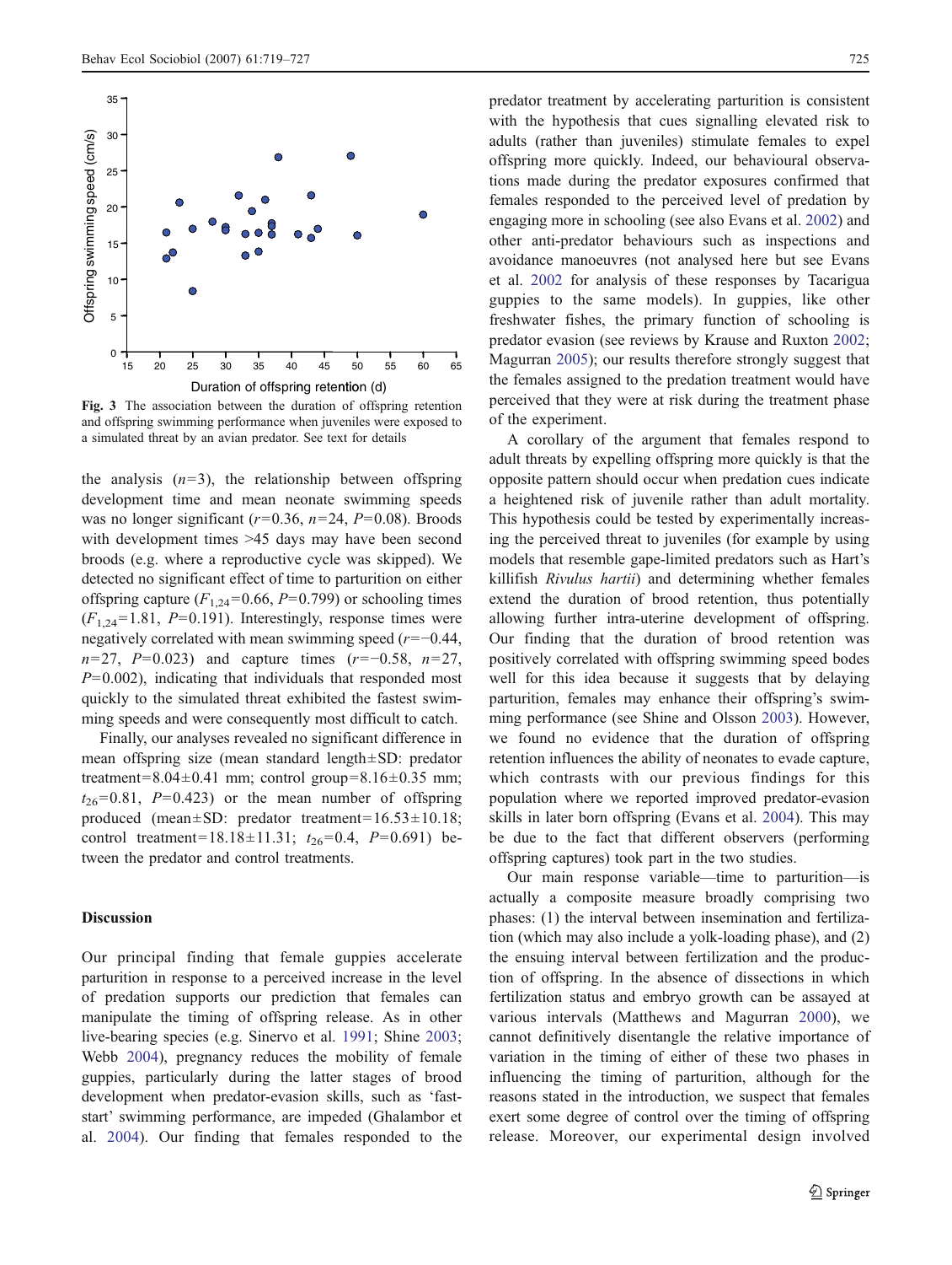Fig. 3 The association between the duration of offspring retention and offspring swimming performance when juveniles were exposed to a simulated threat by an avian predator. See text for details

the analysis ($n$=3), the relationship between offspring development time and mean neonate swimming speeds was no longer significant ($r$=0.36, $n$=24, $P$=0.08). Broods with development times >45 days may have been second broods (e.g. where a reproductive cycle was skipped). We detected no significant effect of time to parturition on either offspring capture ($F_{1,24}$=0.66, $P$=0.799) or schooling times ($F_{1,24}$=1.81, $P$=0.191). Interestingly, response times were negatively correlated with mean swimming speed ($r$=−0.44, $n$=27, $P$=0.023) and capture times ($r$=−0.58, $n$=27, $P$=0.002), indicating that individuals that responded most quickly to the simulated threat exhibited the fastest swimming speeds and were consequently most difficult to catch.

Finally, our analyses revealed no significant difference in mean offspring size (mean standard length±SD: predator treatment=8.04±0.41 mm; control group=8.16±0.35 mm; $t_{26}$=0.81, $P$=0.423) or the mean number of offspring produced (mean±SD: predator treatment=16.53±10.18; control treatment=18.18±11.31; $t_{26}$=0.4, $P$=0.691) between the predator and control treatments.

## Discussion

Our principal finding that female guppies accelerate parturition in response to a perceived increase in the level of predation supports our prediction that females can manipulate the timing of offspring release. As in other live-bearing species (e.g. Sinervo et al. 1991; Shine 2003; Webb 2004), pregnancy reduces the mobility of female guppies, particularly during the latter stages of brood development when predator-evasion skills, such as 'fast-start' swimming performance, are impeded (Ghalambor et al. 2004). Our finding that females responded to the predator treatment by accelerating parturition is consistent with the hypothesis that cues signalling elevated risk to adults (rather than juveniles) stimulate females to expel offspring more quickly. Indeed, our behavioural observations made during the predator exposures confirmed that females responded to the perceived level of predation by engaging more in schooling (see also Evans et al. 2002) and other anti-predator behaviours such as inspections and avoidance manoeuvres (not analysed here but see Evans et al. 2002 for analysis of these responses by Tacarigua guppies to the same models). In guppies, like other freshwater fishes, the primary function of schooling is predator evasion (see reviews by Krause and Ruxton 2002; Magurran 2005); our results therefore strongly suggest that the females assigned to the predation treatment would have perceived that they were at risk during the treatment phase of the experiment.

A corollary of the argument that females respond to adult threats by expelling offspring more quickly is that the opposite pattern should occur when predation cues indicate a heightened risk of juvenile rather than adult mortality. This hypothesis could be tested by experimentally increasing the perceived threat to juveniles (for example by using models that resemble gape-limited predators such as Hart's killifish *Rivulus hartii*) and determining whether females extend the duration of brood retention, thus potentially allowing further intra-uterine development of offspring. Our finding that the duration of brood retention was positively correlated with offspring swimming speed bodes well for this idea because it suggests that by delaying parturition, females may enhance their offspring's swimming performance (see Shine and Olsson 2003). However, we found no evidence that the duration of offspring retention influences the ability of neonates to evade capture, which contrasts with our previous findings for this population where we reported improved predator-evasion skills in later born offspring (Evans et al. 2004). This may be due to the fact that different observers (performing offspring captures) took part in the two studies.

Our main response variable—time to parturition—is actually a composite measure broadly comprising two phases: (1) the interval between insemination and fertilization (which may also include a yolk-loading phase), and (2) the ensuing interval between fertilization and the production of offspring. In the absence of dissections in which fertilization status and embryo growth can be assayed at various intervals (Matthews and Magurran 2000), we cannot definitively disentangle the relative importance of variation in the timing of either of these two phases in influencing the timing of parturition, although for the reasons stated in the introduction, we suspect that females exert some degree of control over the timing of offspring release. Moreover, our experimental design involved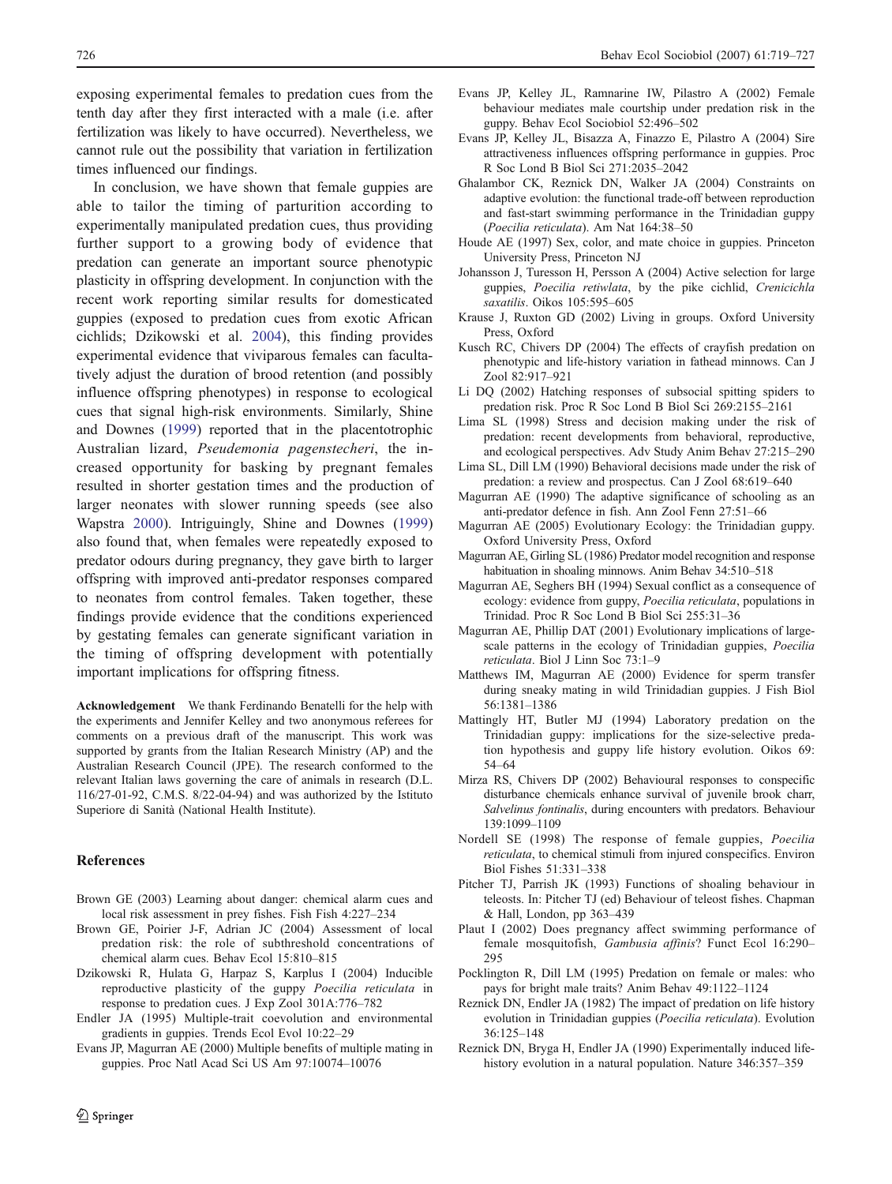exposing experimental females to predation cues from the tenth day after they first interacted with a male (i.e. after fertilization was likely to have occurred). Nevertheless, we cannot rule out the possibility that variation in fertilization times influenced our findings.

In conclusion, we have shown that female guppies are able to tailor the timing of parturition according to experimentally manipulated predation cues, thus providing further support to a growing body of evidence that predation can generate an important source phenotypic plasticity in offspring development. In conjunction with the recent work reporting similar results for domesticated guppies (exposed to predation cues from exotic African cichlids; Dzikowski et al. 2004), this finding provides experimental evidence that viviparous females can facultatively adjust the duration of brood retention (and possibly influence offspring phenotypes) in response to ecological cues that signal high-risk environments. Similarly, Shine and Downes (1999) reported that in the placentotrophic Australian lizard, *Pseudemonia pagenstecheri*, the increased opportunity for basking by pregnant females resulted in shorter gestation times and the production of larger neonates with slower running speeds (see also Wapstra 2000). Intriguingly, Shine and Downes (1999) also found that, when females were repeatedly exposed to predator odours during pregnancy, they gave birth to larger offspring with improved anti-predator responses compared to neonates from control females. Taken together, these findings provide evidence that the conditions experienced by gestating females can generate significant variation in the timing of offspring development with potentially important implications for offspring fitness.

**Acknowledgement** We thank Ferdinando Benatelli for the help with the experiments and Jennifer Kelley and two anonymous referees for comments on a previous draft of the manuscript. This work was supported by grants from the Italian Research Ministry (AP) and the Australian Research Council (JPE). The research conformed to the relevant Italian laws governing the care of animals in research (D.L. 116/27-01-92, C.M.S. 8/22-04-94) and was authorized by the Istituto Superiore di Sanità (National Health Institute).

## References

Brown GE (2003) Learning about danger: chemical alarm cues and local risk assessment in prey fishes. Fish Fish 4:227–234

Brown GE, Poirier J-F, Adrian JC (2004) Assessment of local predation risk: the role of subthreshold concentrations of chemical alarm cues. Behav Ecol 15:810–815

Dzikowski R, Hulata G, Harpaz S, Karplus I (2004) Inducible reproductive plasticity of the guppy *Poecilia reticulata* in response to predation cues. J Exp Zool 301A:776–782

Endler JA (1995) Multiple-trait coevolution and environmental gradients in guppies. Trends Ecol Evol 10:22–29

Evans JP, Magurran AE (2000) Multiple benefits of multiple mating in guppies. Proc Natl Acad Sci US Am 97:10074–10076

Evans JP, Kelley JL, Ramnarine IW, Pilastro A (2002) Female behaviour mediates male courtship under predation risk in the guppy. Behav Ecol Sociobiol 52:496–502

Evans JP, Kelley JL, Bisazza A, Finazzo E, Pilastro A (2004) Sire attractiveness influences offspring performance in guppies. Proc R Soc Lond B Biol Sci 271:2035–2042

Ghalambor CK, Reznick DN, Walker JA (2004) Constraints on adaptive evolution: the functional trade-off between reproduction and fast-start swimming performance in the Trinidadian guppy (*Poecilia reticulata*). Am Nat 164:38–50

Houde AE (1997) Sex, color, and mate choice in guppies. Princeton University Press, Princeton NJ

Johansson J, Turesson H, Persson A (2004) Active selection for large guppies, *Poecilia retiwlata*, by the pike cichlid, *Crenicichla saxatilis*. Oikos 105:595–605

Krause J, Ruxton GD (2002) Living in groups. Oxford University Press, Oxford

Kusch RC, Chivers DP (2004) The effects of crayfish predation on phenotypic and life-history variation in fathead minnows. Can J Zool 82:917–921

Li DQ (2002) Hatching responses of subsocial spitting spiders to predation risk. Proc R Soc Lond B Biol Sci 269:2155–2161

Lima SL (1998) Stress and decision making under the risk of predation: recent developments from behavioral, reproductive, and ecological perspectives. Adv Study Anim Behav 27:215–290

Lima SL, Dill LM (1990) Behavioral decisions made under the risk of predation: a review and prospectus. Can J Zool 68:619–640

Magurran AE (1990) The adaptive significance of schooling as an anti-predator defence in fish. Ann Zool Fenn 27:51–66

Magurran AE (2005) Evolutionary Ecology: the Trinidadian guppy. Oxford University Press, Oxford

Magurran AE, Girling SL (1986) Predator model recognition and response habituation in shoaling minnows. Anim Behav 34:510–518

Magurran AE, Seghers BH (1994) Sexual conflict as a consequence of ecology: evidence from guppy, *Poecilia reticulata*, populations in Trinidad. Proc R Soc Lond B Biol Sci 255:31–36

Magurran AE, Phillip DAT (2001) Evolutionary implications of large-scale patterns in the ecology of Trinidadian guppies, *Poecilia reticulata*. Biol J Linn Soc 73:1–9

Matthews IM, Magurran AE (2000) Evidence for sperm transfer during sneaky mating in wild Trinidadian guppies. J Fish Biol 56:1381–1386

Mattingly HT, Butler MJ (1994) Laboratory predation on the Trinidadian guppy: implications for the size-selective predation hypothesis and guppy life history evolution. Oikos 69: 54–64

Mirza RS, Chivers DP (2002) Behavioural responses to conspecific disturbance chemicals enhance survival of juvenile brook charr, *Salvelinus fontinalis*, during encounters with predators. Behaviour 139:1099–1109

Nordell SE (1998) The response of female guppies, *Poecilia reticulata*, to chemical stimuli from injured conspecifics. Environ Biol Fishes 51:331–338

Pitcher TJ, Parrish JK (1993) Functions of shoaling behaviour in teleosts. In: Pitcher TJ (ed) Behaviour of teleost fishes. Chapman & Hall, London, pp 363–439

Plaut I (2002) Does pregnancy affect swimming performance of female mosquitofish, *Gambusia affinis*? Funct Ecol 16:290–295

Pocklington R, Dill LM (1995) Predation on female or males: who pays for bright male traits? Anim Behav 49:1122–1124

Reznick DN, Endler JA (1982) The impact of predation on life history evolution in Trinidadian guppies (*Poecilia reticulata*). Evolution 36:125–148

Reznick DN, Bryga H, Endler JA (1990) Experimentally induced life-history evolution in a natural population. Nature 346:357–359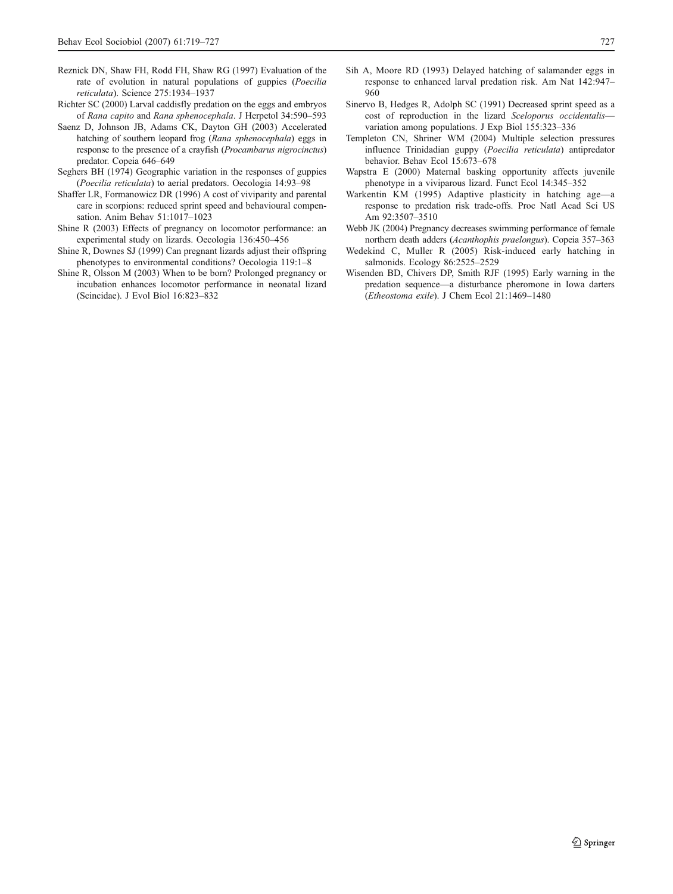Reznick DN, Shaw FH, Rodd FH, Shaw RG (1997) Evaluation of the rate of evolution in natural populations of guppies (*Poecilia reticulata*). Science 275:1934–1937

Richter SC (2000) Larval caddisfly predation on the eggs and embryos of *Rana capito* and *Rana sphenocephala*. J Herpetol 34:590–593

Saenz D, Johnson JB, Adams CK, Dayton GH (2003) Accelerated hatching of southern leopard frog (*Rana sphenocephala*) eggs in response to the presence of a crayfish (*Procambarus nigrocinctus*) predator. Copeia 646–649

Seghers BH (1974) Geographic variation in the responses of guppies (*Poecilia reticulata*) to aerial predators. Oecologia 14:93–98

Shaffer LR, Formanowicz DR (1996) A cost of viviparity and parental care in scorpions: reduced sprint speed and behavioural compensation. Anim Behav 51:1017–1023

Shine R (2003) Effects of pregnancy on locomotor performance: an experimental study on lizards. Oecologia 136:450–456

Shine R, Downes SJ (1999) Can pregnant lizards adjust their offspring phenotypes to environmental conditions? Oecologia 119:1–8

Shine R, Olsson M (2003) When to be born? Prolonged pregnancy or incubation enhances locomotor performance in neonatal lizard (Scincidae). J Evol Biol 16:823–832

Sih A, Moore RD (1993) Delayed hatching of salamander eggs in response to enhanced larval predation risk. Am Nat 142:947–960

Sinervo B, Hedges R, Adolph SC (1991) Decreased sprint speed as a cost of reproduction in the lizard *Sceloporus occidentalis*—variation among populations. J Exp Biol 155:323–336

Templeton CN, Shriner WM (2004) Multiple selection pressures influence Trinidadian guppy (*Poecilia reticulata*) antipredator behavior. Behav Ecol 15:673–678

Wapstra E (2000) Maternal basking opportunity affects juvenile phenotype in a viviparous lizard. Funct Ecol 14:345–352

Warkentin KM (1995) Adaptive plasticity in hatching age—a response to predation risk trade-offs. Proc Natl Acad Sci US Am 92:3507–3510

Webb JK (2004) Pregnancy decreases swimming performance of female northern death adders (*Acanthophis praelongus*). Copeia 357–363

Wedekind C, Muller R (2005) Risk-induced early hatching in salmonids. Ecology 86:2525–2529

Wisenden BD, Chivers DP, Smith RJF (1995) Early warning in the predation sequence—a disturbance pheromone in Iowa darters (*Etheostoma exile*). J Chem Ecol 21:1469–1480